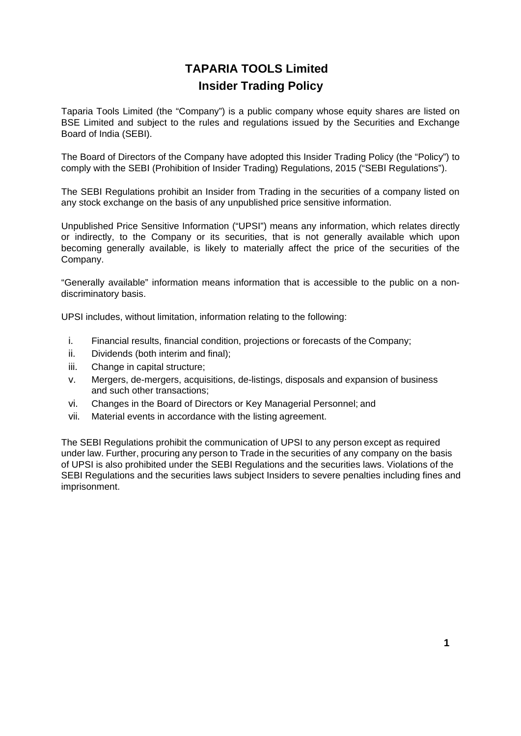# TAPARIA TOOLS Limited
## Insider Trading Policy

Taparia Tools Limited (the "Company") is a public company whose equity shares are listed on BSE Limited and subject to the rules and regulations issued by the Securities and Exchange Board of India (SEBI).

The Board of Directors of the Company have adopted this Insider Trading Policy (the "Policy") to comply with the SEBI (Prohibition of Insider Trading) Regulations, 2015 ("SEBI Regulations").

The SEBI Regulations prohibit an Insider from Trading in the securities of a company listed on any stock exchange on the basis of any unpublished price sensitive information.

Unpublished Price Sensitive Information ("UPSI") means any information, which relates directly or indirectly, to the Company or its securities, that is not generally available which upon becoming generally available, is likely to materially affect the price of the securities of the Company.

"Generally available" information means information that is accessible to the public on a non-discriminatory basis.

UPSI includes, without limitation, information relating to the following:

i. Financial results, financial condition, projections or forecasts of the Company;
ii. Dividends (both interim and final);
iii. Change in capital structure;
v. Mergers, de-mergers, acquisitions, de-listings, disposals and expansion of business and such other transactions;
vi. Changes in the Board of Directors or Key Managerial Personnel; and
vii. Material events in accordance with the listing agreement.

The SEBI Regulations prohibit the communication of UPSI to any person except as required under law. Further, procuring any person to Trade in the securities of any company on the basis of UPSI is also prohibited under the SEBI Regulations and the securities laws. Violations of the SEBI Regulations and the securities laws subject Insiders to severe penalties including fines and imprisonment.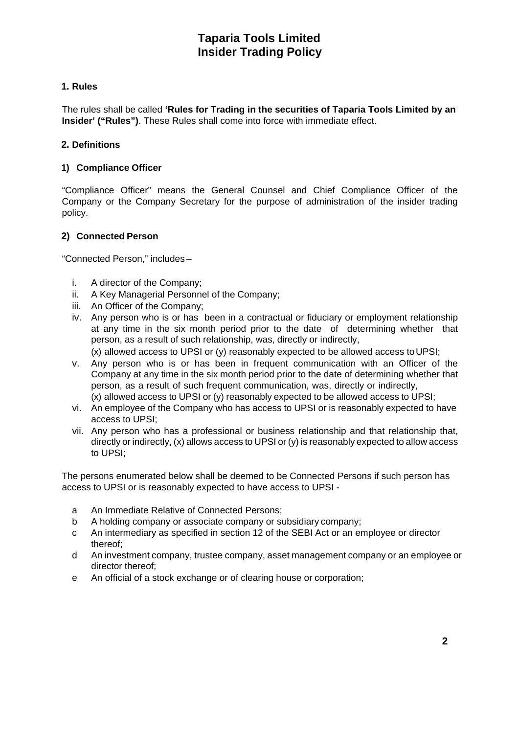# Taparia Tools Limited
# Insider Trading Policy

## 1. Rules

The rules shall be called **'Rules for Trading in the securities of Taparia Tools Limited by an Insider' ("Rules")**. These Rules shall come into force with immediate effect.

## 2. Definitions

### 1) Compliance Officer

"Compliance Officer" means the General Counsel and Chief Compliance Officer of the Company or the Company Secretary for the purpose of administration of the insider trading policy.

### 2) Connected Person

"Connected Person," includes –

- i. A director of the Company;
- ii. A Key Managerial Personnel of the Company;
- iii. An Officer of the Company;
- iv. Any person who is or has been in a contractual or fiduciary or employment relationship at any time in the six month period prior to the date of determining whether that person, as a result of such relationship, was, directly or indirectly, (x) allowed access to UPSI or (y) reasonably expected to be allowed access to UPSI;
- v. Any person who is or has been in frequent communication with an Officer of the Company at any time in the six month period prior to the date of determining whether that person, as a result of such frequent communication, was, directly or indirectly, (x) allowed access to UPSI or (y) reasonably expected to be allowed access to UPSI;
- vi. An employee of the Company who has access to UPSI or is reasonably expected to have access to UPSI;
- vii. Any person who has a professional or business relationship and that relationship that, directly or indirectly, (x) allows access to UPSI or (y) is reasonably expected to allow access to UPSI;

The persons enumerated below shall be deemed to be Connected Persons if such person has access to UPSI or is reasonably expected to have access to UPSI -

- a An Immediate Relative of Connected Persons;
- b A holding company or associate company or subsidiary company;
- c An intermediary as specified in section 12 of the SEBI Act or an employee or director thereof;
- d An investment company, trustee company, asset management company or an employee or director thereof;
- e An official of a stock exchange or of clearing house or corporation;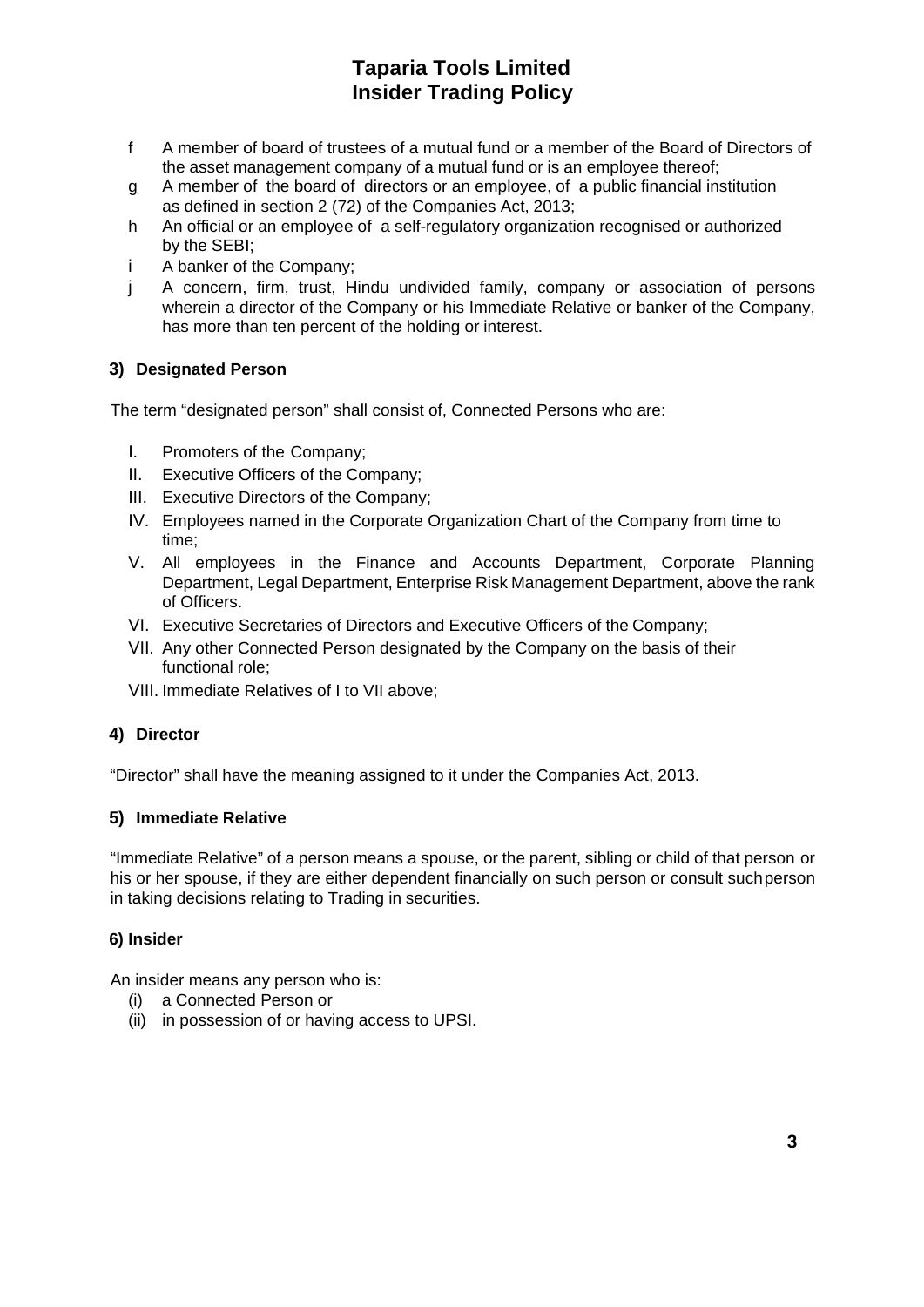f A member of board of trustees of a mutual fund or a member of the Board of Directors of the asset management company of a mutual fund or is an employee thereof;

g A member of the board of directors or an employee, of a public financial institution as defined in section 2 (72) of the Companies Act, 2013;

h An official or an employee of a self-regulatory organization recognised or authorized by the SEBI;

i A banker of the Company;

j A concern, firm, trust, Hindu undivided family, company or association of persons wherein a director of the Company or his Immediate Relative or banker of the Company, has more than ten percent of the holding or interest.

### 3) Designated Person

The term "designated person" shall consist of, Connected Persons who are:

I. Promoters of the Company;
II. Executive Officers of the Company;
III. Executive Directors of the Company;
IV. Employees named in the Corporate Organization Chart of the Company from time to time;
V. All employees in the Finance and Accounts Department, Corporate Planning Department, Legal Department, Enterprise Risk Management Department, above the rank of Officers.
VI. Executive Secretaries of Directors and Executive Officers of the Company;
VII. Any other Connected Person designated by the Company on the basis of their functional role;
VIII. Immediate Relatives of I to VII above;

### 4) Director

"Director" shall have the meaning assigned to it under the Companies Act, 2013.

### 5) Immediate Relative

"Immediate Relative" of a person means a spouse, or the parent, sibling or child of that person or his or her spouse, if they are either dependent financially on such person or consult suchperson in taking decisions relating to Trading in securities.

### 6) Insider

An insider means any person who is:

(i) a Connected Person or
(ii) in possession of or having access to UPSI.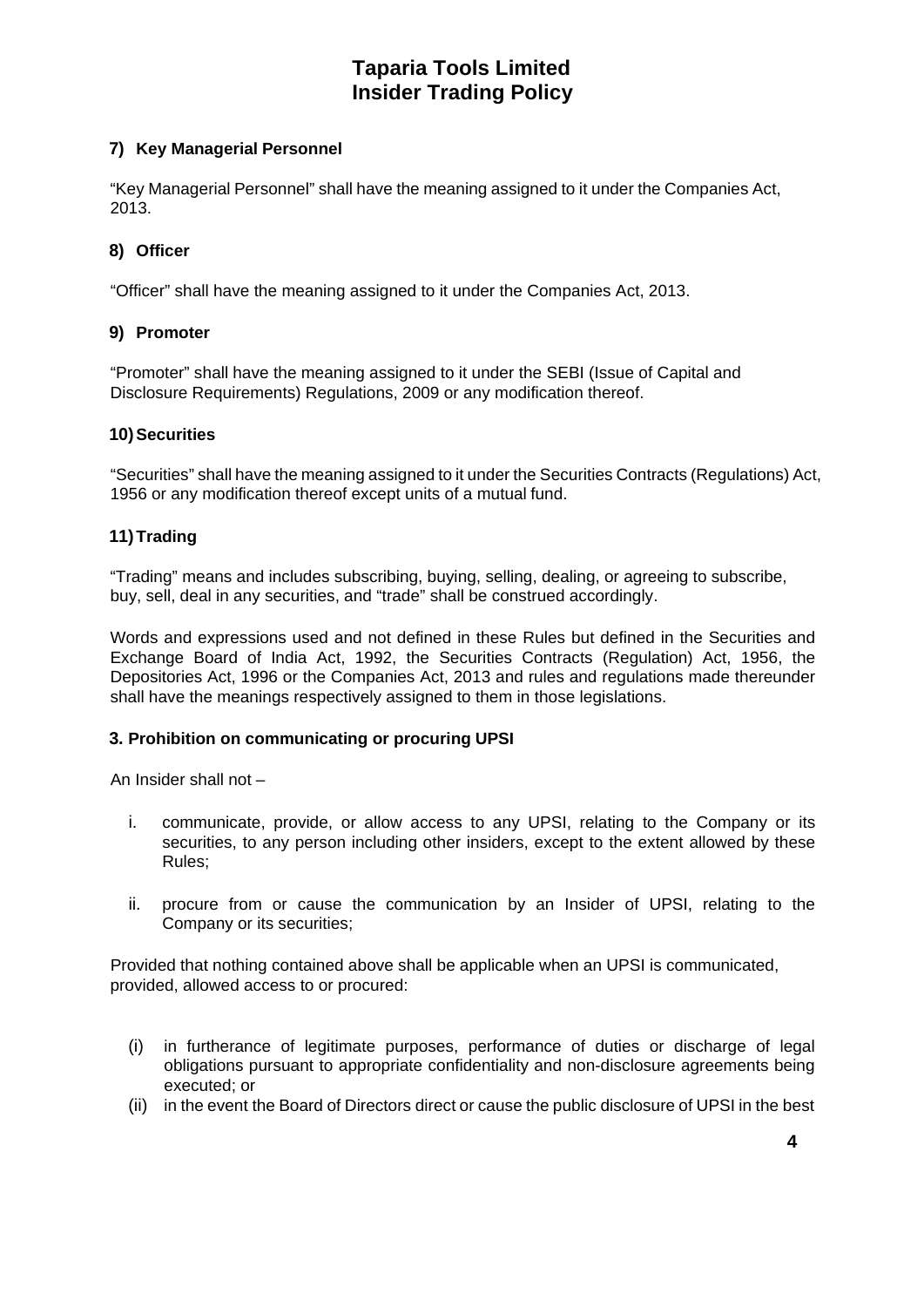#### 7) Key Managerial Personnel

"Key Managerial Personnel" shall have the meaning assigned to it under the Companies Act, 2013.

#### 8) Officer

"Officer" shall have the meaning assigned to it under the Companies Act, 2013.

#### 9) Promoter

"Promoter" shall have the meaning assigned to it under the SEBI (Issue of Capital and Disclosure Requirements) Regulations, 2009 or any modification thereof.

#### 10) Securities

"Securities" shall have the meaning assigned to it under the Securities Contracts (Regulations) Act, 1956 or any modification thereof except units of a mutual fund.

#### 11) Trading

"Trading" means and includes subscribing, buying, selling, dealing, or agreeing to subscribe, buy, sell, deal in any securities, and "trade" shall be construed accordingly.

Words and expressions used and not defined in these Rules but defined in the Securities and Exchange Board of India Act, 1992, the Securities Contracts (Regulation) Act, 1956, the Depositories Act, 1996 or the Companies Act, 2013 and rules and regulations made thereunder shall have the meanings respectively assigned to them in those legislations.

### 3. Prohibition on communicating or procuring UPSI

An Insider shall not –

i. communicate, provide, or allow access to any UPSI, relating to the Company or its securities, to any person including other insiders, except to the extent allowed by these Rules;

ii. procure from or cause the communication by an Insider of UPSI, relating to the Company or its securities;

Provided that nothing contained above shall be applicable when an UPSI is communicated, provided, allowed access to or procured:

(i) in furtherance of legitimate purposes, performance of duties or discharge of legal obligations pursuant to appropriate confidentiality and non-disclosure agreements being executed; or

(ii) in the event the Board of Directors direct or cause the public disclosure of UPSI in the best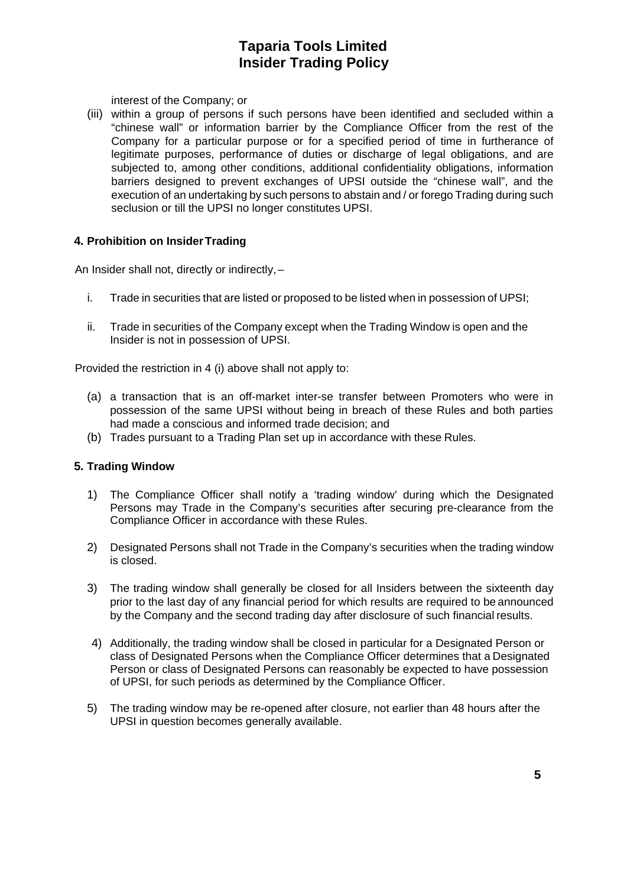interest of the Company; or

(iii) within a group of persons if such persons have been identified and secluded within a "chinese wall" or information barrier by the Compliance Officer from the rest of the Company for a particular purpose or for a specified period of time in furtherance of legitimate purposes, performance of duties or discharge of legal obligations, and are subjected to, among other conditions, additional confidentiality obligations, information barriers designed to prevent exchanges of UPSI outside the "chinese wall", and the execution of an undertaking by such persons to abstain and / or forego Trading during such seclusion or till the UPSI no longer constitutes UPSI.

### 4. Prohibition on Insider Trading

An Insider shall not, directly or indirectly, –

i. Trade in securities that are listed or proposed to be listed when in possession of UPSI;

ii. Trade in securities of the Company except when the Trading Window is open and the Insider is not in possession of UPSI.

Provided the restriction in 4 (i) above shall not apply to:

(a) a transaction that is an off-market inter-se transfer between Promoters who were in possession of the same UPSI without being in breach of these Rules and both parties had made a conscious and informed trade decision; and

(b) Trades pursuant to a Trading Plan set up in accordance with these Rules.

### 5. Trading Window

1) The Compliance Officer shall notify a 'trading window' during which the Designated Persons may Trade in the Company's securities after securing pre-clearance from the Compliance Officer in accordance with these Rules.

2) Designated Persons shall not Trade in the Company's securities when the trading window is closed.

3) The trading window shall generally be closed for all Insiders between the sixteenth day prior to the last day of any financial period for which results are required to be announced by the Company and the second trading day after disclosure of such financial results.

4) Additionally, the trading window shall be closed in particular for a Designated Person or class of Designated Persons when the Compliance Officer determines that a Designated Person or class of Designated Persons can reasonably be expected to have possession of UPSI, for such periods as determined by the Compliance Officer.

5) The trading window may be re-opened after closure, not earlier than 48 hours after the UPSI in question becomes generally available.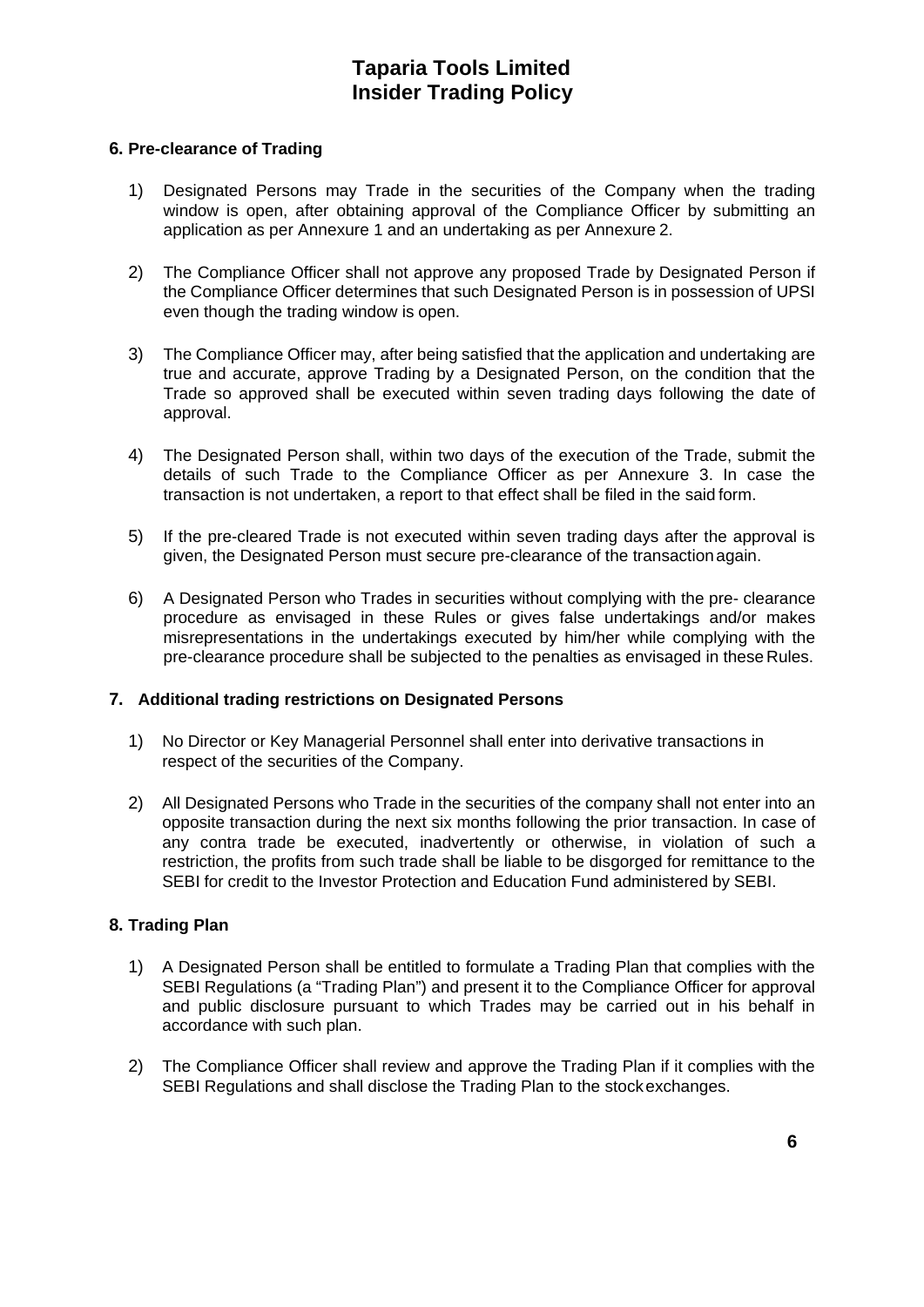## 6. Pre-clearance of Trading

1) Designated Persons may Trade in the securities of the Company when the trading window is open, after obtaining approval of the Compliance Officer by submitting an application as per Annexure 1 and an undertaking as per Annexure 2.

2) The Compliance Officer shall not approve any proposed Trade by Designated Person if the Compliance Officer determines that such Designated Person is in possession of UPSI even though the trading window is open.

3) The Compliance Officer may, after being satisfied that the application and undertaking are true and accurate, approve Trading by a Designated Person, on the condition that the Trade so approved shall be executed within seven trading days following the date of approval.

4) The Designated Person shall, within two days of the execution of the Trade, submit the details of such Trade to the Compliance Officer as per Annexure 3. In case the transaction is not undertaken, a report to that effect shall be filed in the said form.

5) If the pre-cleared Trade is not executed within seven trading days after the approval is given, the Designated Person must secure pre-clearance of the transaction again.

6) A Designated Person who Trades in securities without complying with the pre- clearance procedure as envisaged in these Rules or gives false undertakings and/or makes misrepresentations in the undertakings executed by him/her while complying with the pre-clearance procedure shall be subjected to the penalties as envisaged in these Rules.

## 7. Additional trading restrictions on Designated Persons

1) No Director or Key Managerial Personnel shall enter into derivative transactions in respect of the securities of the Company.

2) All Designated Persons who Trade in the securities of the company shall not enter into an opposite transaction during the next six months following the prior transaction. In case of any contra trade be executed, inadvertently or otherwise, in violation of such a restriction, the profits from such trade shall be liable to be disgorged for remittance to the SEBI for credit to the Investor Protection and Education Fund administered by SEBI.

## 8. Trading Plan

1) A Designated Person shall be entitled to formulate a Trading Plan that complies with the SEBI Regulations (a "Trading Plan") and present it to the Compliance Officer for approval and public disclosure pursuant to which Trades may be carried out in his behalf in accordance with such plan.

2) The Compliance Officer shall review and approve the Trading Plan if it complies with the SEBI Regulations and shall disclose the Trading Plan to the stock exchanges.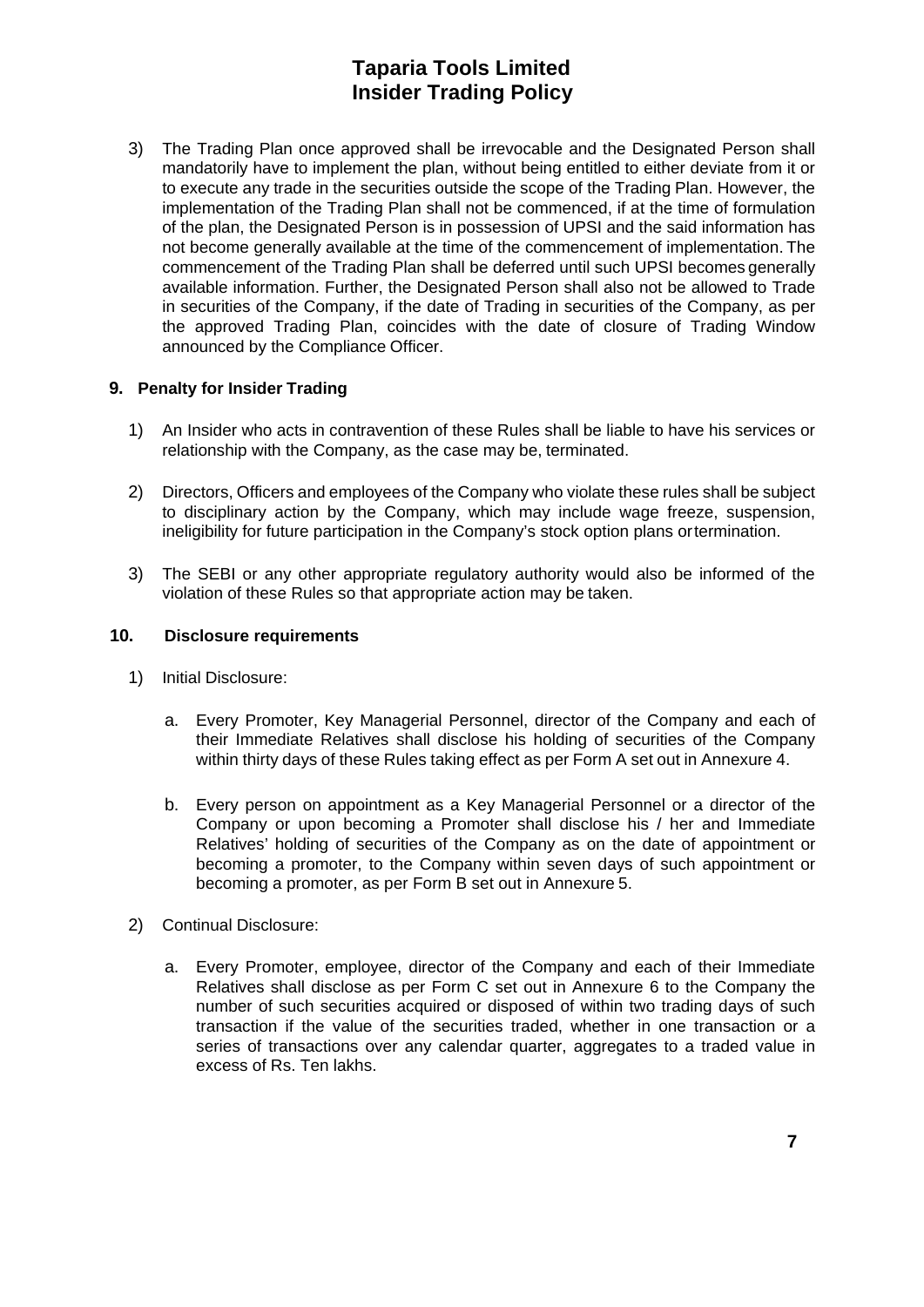3) The Trading Plan once approved shall be irrevocable and the Designated Person shall mandatorily have to implement the plan, without being entitled to either deviate from it or to execute any trade in the securities outside the scope of the Trading Plan. However, the implementation of the Trading Plan shall not be commenced, if at the time of formulation of the plan, the Designated Person is in possession of UPSI and the said information has not become generally available at the time of the commencement of implementation. The commencement of the Trading Plan shall be deferred until such UPSI becomes generally available information. Further, the Designated Person shall also not be allowed to Trade in securities of the Company, if the date of Trading in securities of the Company, as per the approved Trading Plan, coincides with the date of closure of Trading Window announced by the Compliance Officer.

## 9. Penalty for Insider Trading

1) An Insider who acts in contravention of these Rules shall be liable to have his services or relationship with the Company, as the case may be, terminated.

2) Directors, Officers and employees of the Company who violate these rules shall be subject to disciplinary action by the Company, which may include wage freeze, suspension, ineligibility for future participation in the Company's stock option plans or termination.

3) The SEBI or any other appropriate regulatory authority would also be informed of the violation of these Rules so that appropriate action may be taken.

## 10. Disclosure requirements

1) Initial Disclosure:

   a. Every Promoter, Key Managerial Personnel, director of the Company and each of their Immediate Relatives shall disclose his holding of securities of the Company within thirty days of these Rules taking effect as per Form A set out in Annexure 4.

   b. Every person on appointment as a Key Managerial Personnel or a director of the Company or upon becoming a Promoter shall disclose his / her and Immediate Relatives' holding of securities of the Company as on the date of appointment or becoming a promoter, to the Company within seven days of such appointment or becoming a promoter, as per Form B set out in Annexure 5.

2) Continual Disclosure:

   a. Every Promoter, employee, director of the Company and each of their Immediate Relatives shall disclose as per Form C set out in Annexure 6 to the Company the number of such securities acquired or disposed of within two trading days of such transaction if the value of the securities traded, whether in one transaction or a series of transactions over any calendar quarter, aggregates to a traded value in excess of Rs. Ten lakhs.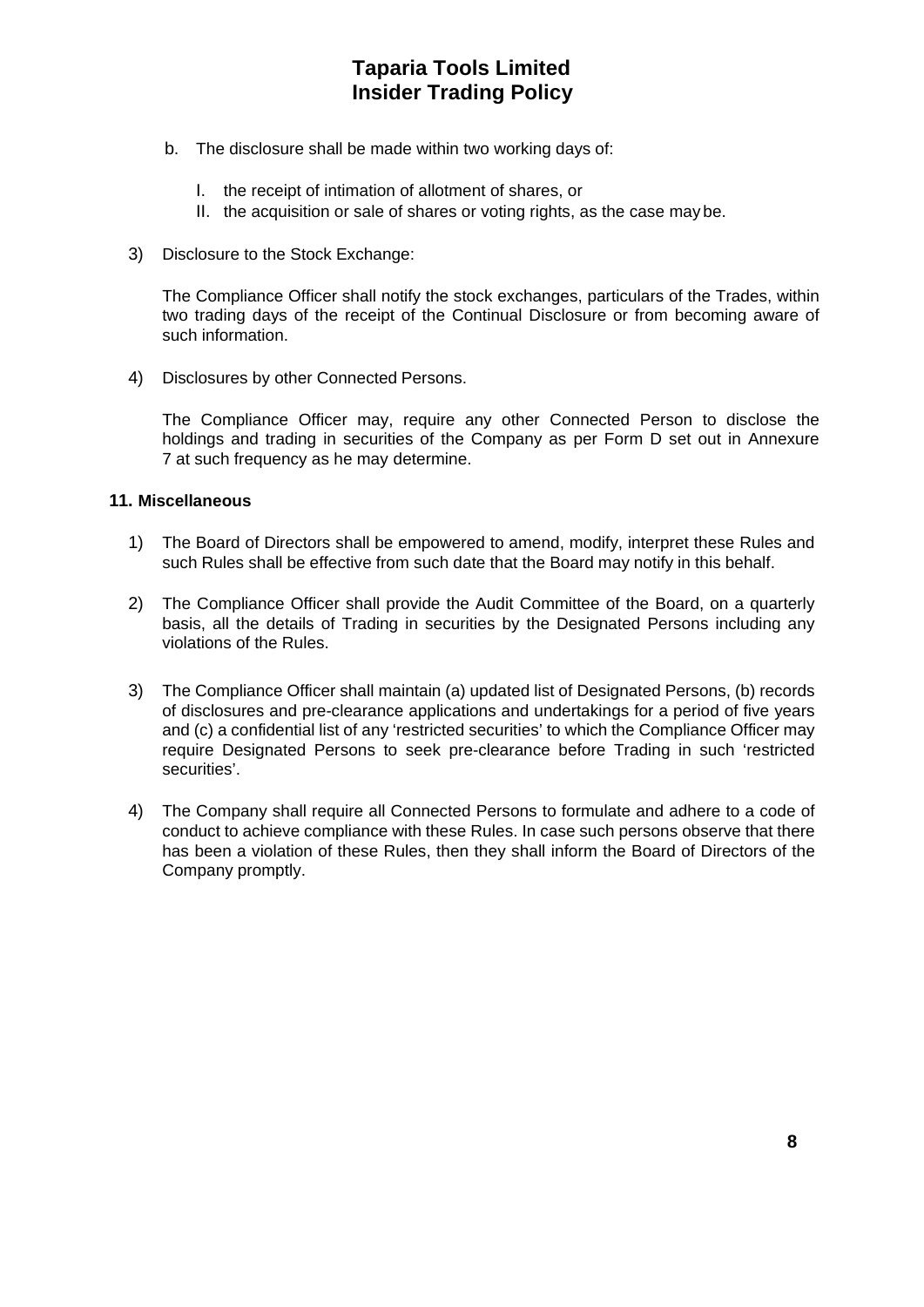b. The disclosure shall be made within two working days of:

   I. the receipt of intimation of allotment of shares, or
   II. the acquisition or sale of shares or voting rights, as the case may be.

3) Disclosure to the Stock Exchange:

   The Compliance Officer shall notify the stock exchanges, particulars of the Trades, within two trading days of the receipt of the Continual Disclosure or from becoming aware of such information.

4) Disclosures by other Connected Persons.

   The Compliance Officer may, require any other Connected Person to disclose the holdings and trading in securities of the Company as per Form D set out in Annexure 7 at such frequency as he may determine.

### 11. Miscellaneous

1) The Board of Directors shall be empowered to amend, modify, interpret these Rules and such Rules shall be effective from such date that the Board may notify in this behalf.

2) The Compliance Officer shall provide the Audit Committee of the Board, on a quarterly basis, all the details of Trading in securities by the Designated Persons including any violations of the Rules.

3) The Compliance Officer shall maintain (a) updated list of Designated Persons, (b) records of disclosures and pre-clearance applications and undertakings for a period of five years and (c) a confidential list of any 'restricted securities' to which the Compliance Officer may require Designated Persons to seek pre-clearance before Trading in such 'restricted securities'.

4) The Company shall require all Connected Persons to formulate and adhere to a code of conduct to achieve compliance with these Rules. In case such persons observe that there has been a violation of these Rules, then they shall inform the Board of Directors of the Company promptly.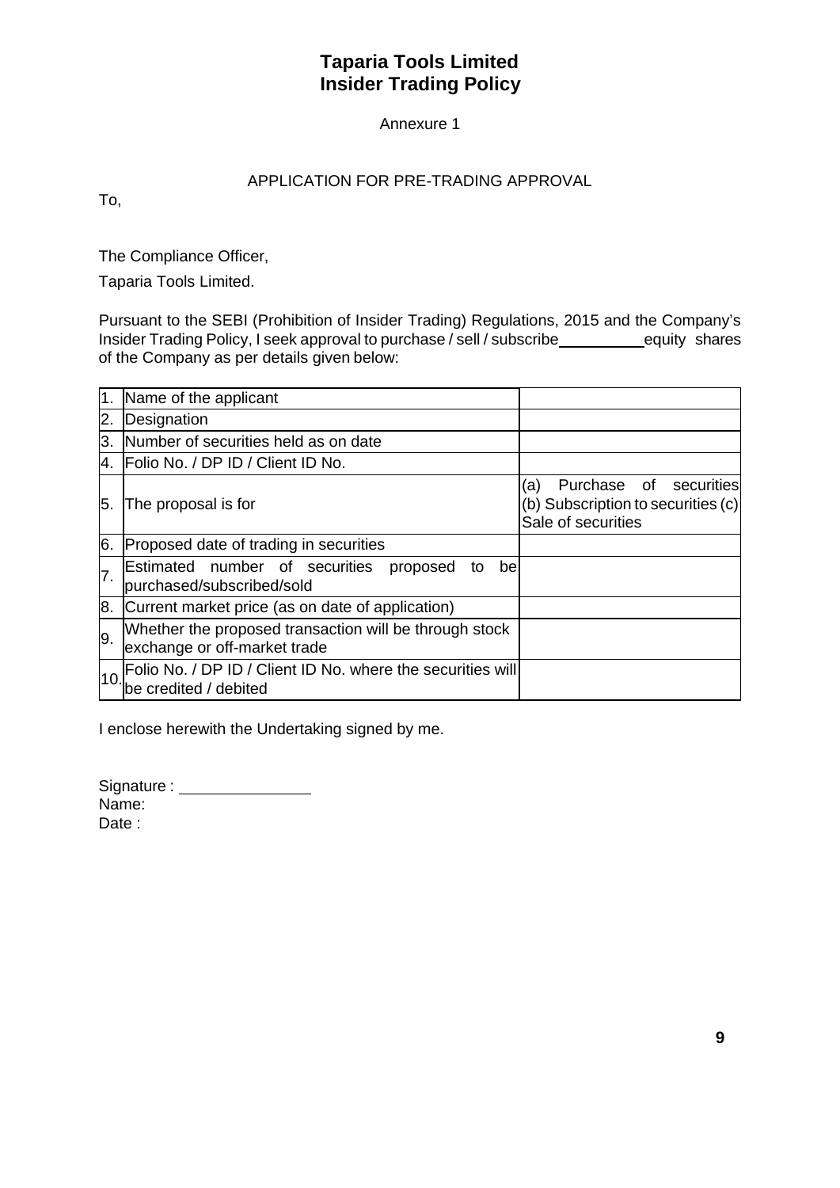# Taparia Tools Limited
# Insider Trading Policy

Annexure 1

APPLICATION FOR PRE-TRADING APPROVAL

To,

The Compliance Officer,

Taparia Tools Limited.

Pursuant to the SEBI (Prohibition of Insider Trading) Regulations, 2015 and the Company's Insider Trading Policy, I seek approval to purchase / sell / subscribe __________ equity shares of the Company as per details given below:

| | | |
|---|---|---|
| 1. | Name of the applicant | |
| 2. | Designation | |
| 3. | Number of securities held as on date | |
| 4. | Folio No. / DP ID / Client ID No. | |
| 5. | The proposal is for | (a) Purchase of securities (b) Subscription to securities (c) Sale of securities |
| 6. | Proposed date of trading in securities | |
| 7. | Estimated number of securities proposed to be purchased/subscribed/sold | |
| 8. | Current market price (as on date of application) | |
| 9. | Whether the proposed transaction will be through stock exchange or off-market trade | |
| 10. | Folio No. / DP ID / Client ID No. where the securities will be credited / debited | |

I enclose herewith the Undertaking signed by me.

Signature : ______________

Name:

Date :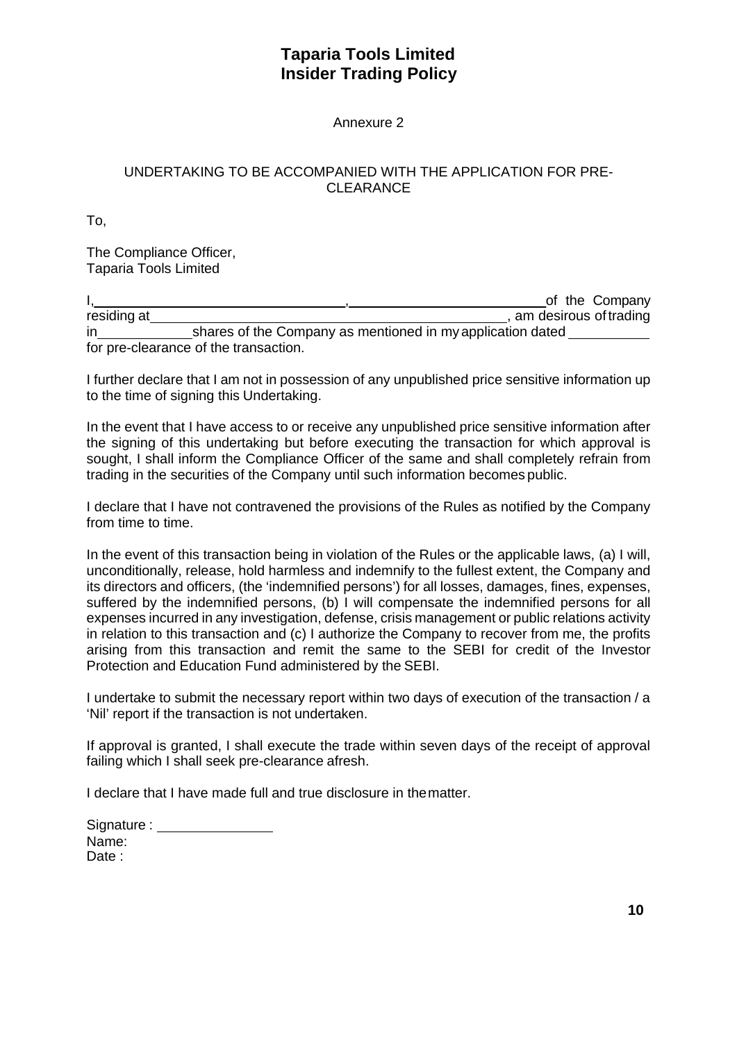# Taparia Tools Limited
# Insider Trading Policy

Annexure 2

UNDERTAKING TO BE ACCOMPANIED WITH THE APPLICATION FOR PRE-CLEARANCE

To,

The Compliance Officer,
Taparia Tools Limited

I,________________________________, ___________________________of the Company residing at______________________________________________, am desirous of trading in____________shares of the Company as mentioned in my application dated __________ for pre-clearance of the transaction.

I further declare that I am not in possession of any unpublished price sensitive information up to the time of signing this Undertaking.

In the event that I have access to or receive any unpublished price sensitive information after the signing of this undertaking but before executing the transaction for which approval is sought, I shall inform the Compliance Officer of the same and shall completely refrain from trading in the securities of the Company until such information becomes public.

I declare that I have not contravened the provisions of the Rules as notified by the Company from time to time.

In the event of this transaction being in violation of the Rules or the applicable laws, (a) I will, unconditionally, release, hold harmless and indemnify to the fullest extent, the Company and its directors and officers, (the 'indemnified persons') for all losses, damages, fines, expenses, suffered by the indemnified persons, (b) I will compensate the indemnified persons for all expenses incurred in any investigation, defense, crisis management or public relations activity in relation to this transaction and (c) I authorize the Company to recover from me, the profits arising from this transaction and remit the same to the SEBI for credit of the Investor Protection and Education Fund administered by the SEBI.

I undertake to submit the necessary report within two days of execution of the transaction / a 'Nil' report if the transaction is not undertaken.

If approval is granted, I shall execute the trade within seven days of the receipt of approval failing which I shall seek pre-clearance afresh.

I declare that I have made full and true disclosure in the matter.

Signature : _______________
Name:
Date :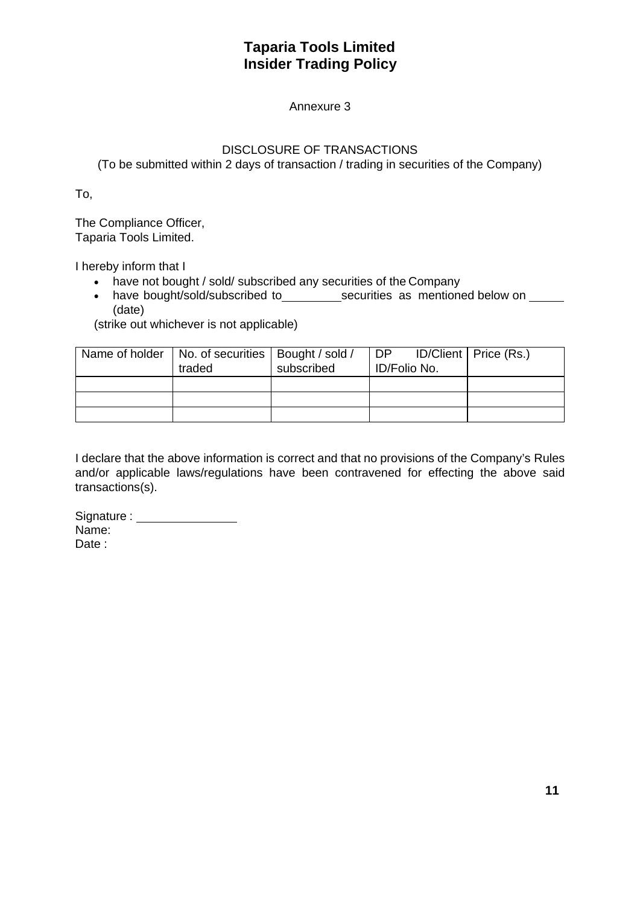# Taparia Tools Limited
# Insider Trading Policy

Annexure 3

DISCLOSURE OF TRANSACTIONS

(To be submitted within 2 days of transaction / trading in securities of the Company)

To,

The Compliance Officer,
Taparia Tools Limited.

I hereby inform that I

- have not bought / sold/ subscribed any securities of the Company
- have bought/sold/subscribed to_________securities as mentioned below on _____ (date)

(strike out whichever is not applicable)

| Name of holder | No. of securities traded | Bought / sold / subscribed | DP ID/Client ID/Folio No. | Price (Rs.) |
|---|---|---|---|---|
| | | | | |
| | | | | |
| | | | | |

I declare that the above information is correct and that no provisions of the Company's Rules and/or applicable laws/regulations have been contravened for effecting the above said transactions(s).

Signature : _______________
Name:
Date :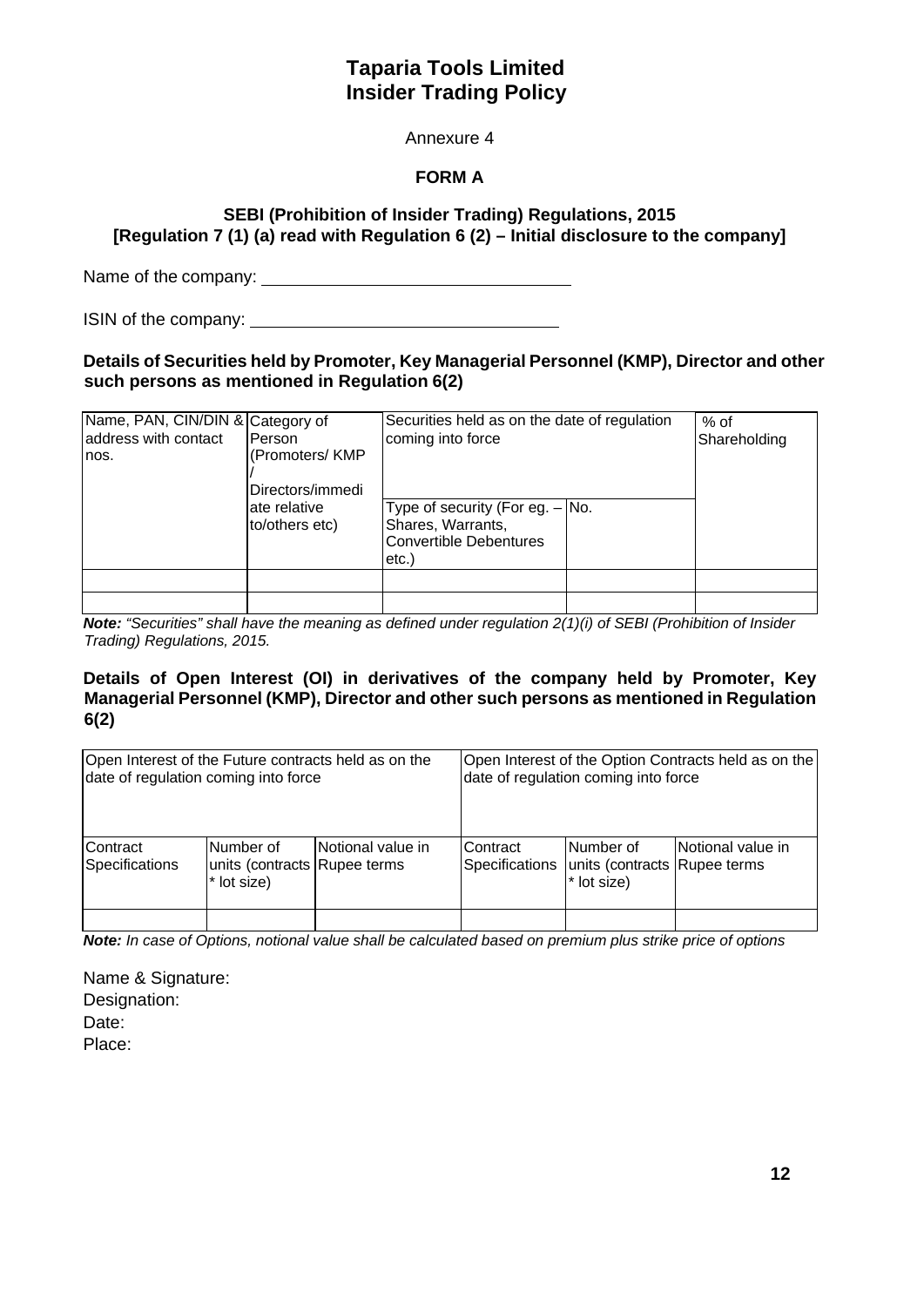# Taparia Tools Limited
# Insider Trading Policy

Annexure 4

**FORM A**

**SEBI (Prohibition of Insider Trading) Regulations, 2015**
**[Regulation 7 (1) (a) read with Regulation 6 (2) – Initial disclosure to the company]**

Name of the company: ________________________________

ISIN of the company: ________________________________

**Details of Securities held by Promoter, Key Managerial Personnel (KMP), Director and other such persons as mentioned in Regulation 6(2)**

| Name, PAN, CIN/DIN & address with contact nos. | Category of Person (Promoters/ KMP / Directors/immediate relative to/others etc) | Securities held as on the date of regulation coming into force | | % of Shareholding |
|---|---|---|---|---|
| | | Type of security (For eg. – Shares, Warrants, Convertible Debentures etc.) | No. | |
| | | | | |
| | | | | |

***Note:*** *"Securities" shall have the meaning as defined under regulation 2(1)(i) of SEBI (Prohibition of Insider Trading) Regulations, 2015.*

**Details of Open Interest (OI) in derivatives of the company held by Promoter, Key Managerial Personnel (KMP), Director and other such persons as mentioned in Regulation 6(2)**

| Open Interest of the Future contracts held as on the date of regulation coming into force | | | Open Interest of the Option Contracts held as on the date of regulation coming into force | | |
|---|---|---|---|---|---|
| Contract Specifications | Number of units (contracts * lot size) | Notional value in Rupee terms | Contract Specifications | Number of units (contracts * lot size) | Notional value in Rupee terms |
| | | | | | |

***Note:*** *In case of Options, notional value shall be calculated based on premium plus strike price of options*

Name & Signature:
Designation:
Date:
Place: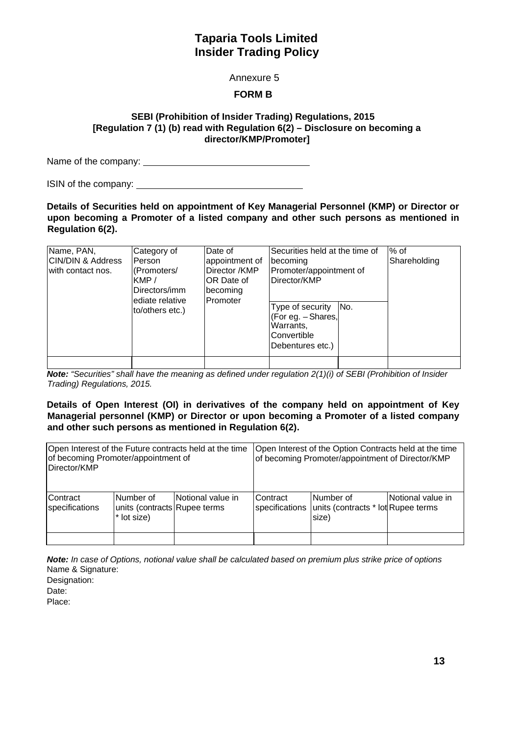# Taparia Tools Limited
# Insider Trading Policy

Annexure 5

**FORM B**

**SEBI (Prohibition of Insider Trading) Regulations, 2015**
**[Regulation 7 (1) (b) read with Regulation 6(2) – Disclosure on becoming a director/KMP/Promoter]**

Name of the company: ________________________________

ISIN of the company: ________________________________

**Details of Securities held on appointment of Key Managerial Personnel (KMP) or Director or upon becoming a Promoter of a listed company and other such persons as mentioned in Regulation 6(2).**

| Name, PAN, CIN/DIN & Address with contact nos. | Category of Person (Promoters/ KMP / Directors/immediate relative to/others etc.) | Date of appointment of Director /KMP OR Date of becoming Promoter | Securities held at the time of becoming Promoter/appointment of Director/KMP | | % of Shareholding |
|---|---|---|---|---|---|
| | | | Type of security (For eg. – Shares, Warrants, Convertible Debentures etc.) | No. | |
| | | | | | |

***Note:*** *"Securities" shall have the meaning as defined under regulation 2(1)(i) of SEBI (Prohibition of Insider Trading) Regulations, 2015.*

**Details of Open Interest (OI) in derivatives of the company held on appointment of Key Managerial personnel (KMP) or Director or upon becoming a Promoter of a listed company and other such persons as mentioned in Regulation 6(2).**

| Open Interest of the Future contracts held at the time of becoming Promoter/appointment of Director/KMP | | | Open Interest of the Option Contracts held at the time of becoming Promoter/appointment of Director/KMP | | |
|---|---|---|---|---|---|
| Contract specifications | Number of units (contracts * lot size) | Notional value in Rupee terms | Contract specifications | Number of units (contracts * lot size) | Notional value in Rupee terms |
| | | | | | |

***Note:*** *In case of Options, notional value shall be calculated based on premium plus strike price of options*

Name & Signature:

Designation:

Date:

Place: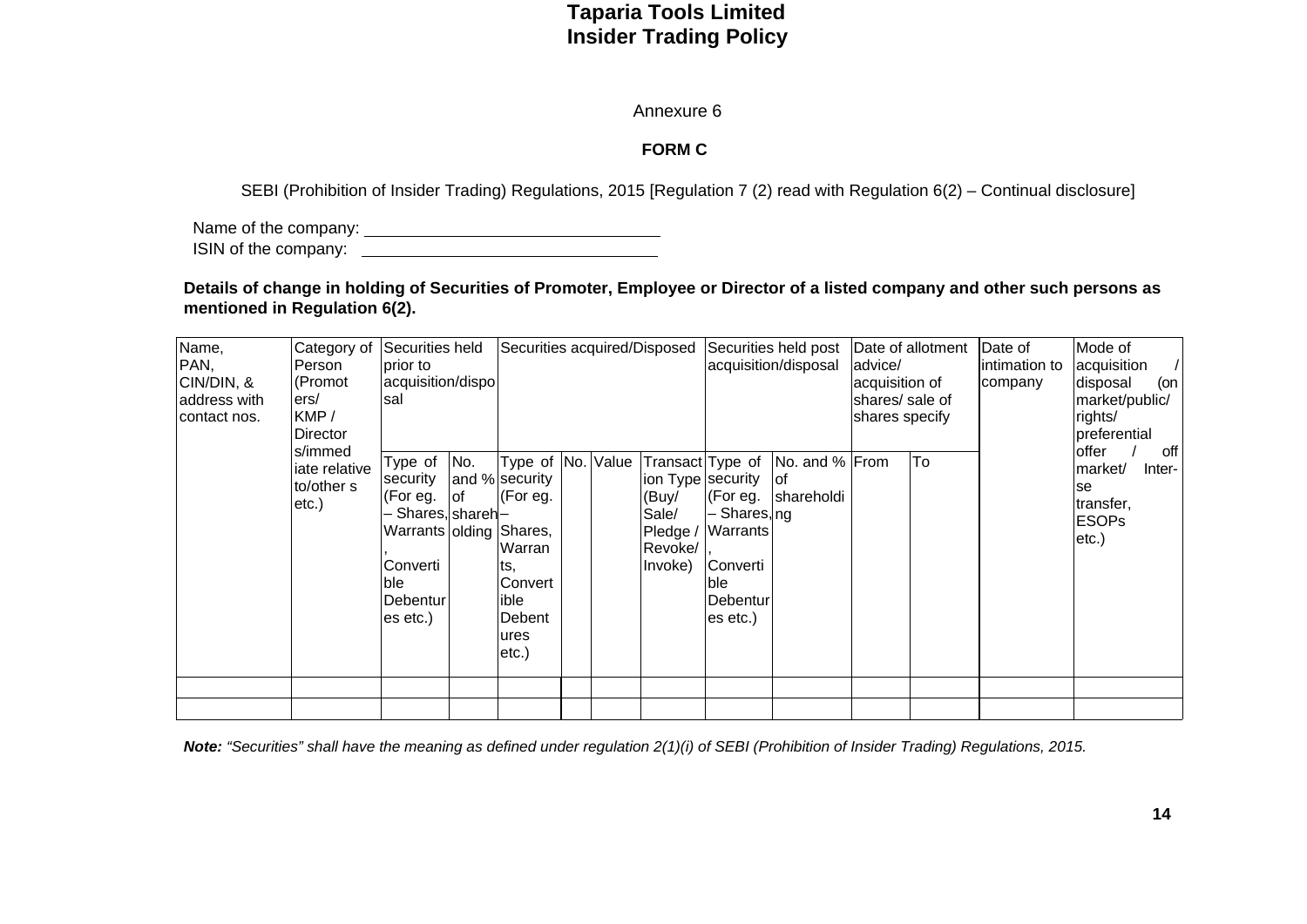Annexure 6

**FORM C**

SEBI (Prohibition of Insider Trading) Regulations, 2015 [Regulation 7 (2) read with Regulation 6(2) – Continual disclosure]

Name of the company: ______________________________

ISIN of the company: ______________________________

**Details of change in holding of Securities of Promoter, Employee or Director of a listed company and other such persons as mentioned in Regulation 6(2).**

| Name, PAN, CIN/DIN, & address with contact nos. | Category of Person (Promoters/ KMP / Directors/immediate relative to/others etc.) | Securities held prior to acquisition/disposal | | Securities acquired/Disposed | | | | Securities held post acquisition/disposal | | Date of allotment advice/ acquisition of shares/ sale of shares specify | | Date of intimation to company | Mode of acquisition / disposal (on market/public/ rights/ preferential offer / off market/ Inter-se transfer, ESOPs etc.) |
|---|---|---|---|---|---|---|---|---|---|---|---|---|---|
| | | Type of security (For eg. – Shares, Warrants, Convertible Debentures etc.) | No. and % of shareholding | Type of security (For eg. – Shares, Warrants, Convertible Debentures etc.) | No. | Value | Transaction Type (Buy/ Sale/ Pledge / Revoke/ Invoke) | Type of security (For eg. – Shares, Warrants, Convertible Debentures etc.) | No. and % of shareholding | From | To | | |
| | | | | | | | | | | | | | |
| | | | | | | | | | | | | | |

***Note:*** *"Securities" shall have the meaning as defined under regulation 2(1)(i) of SEBI (Prohibition of Insider Trading) Regulations, 2015.*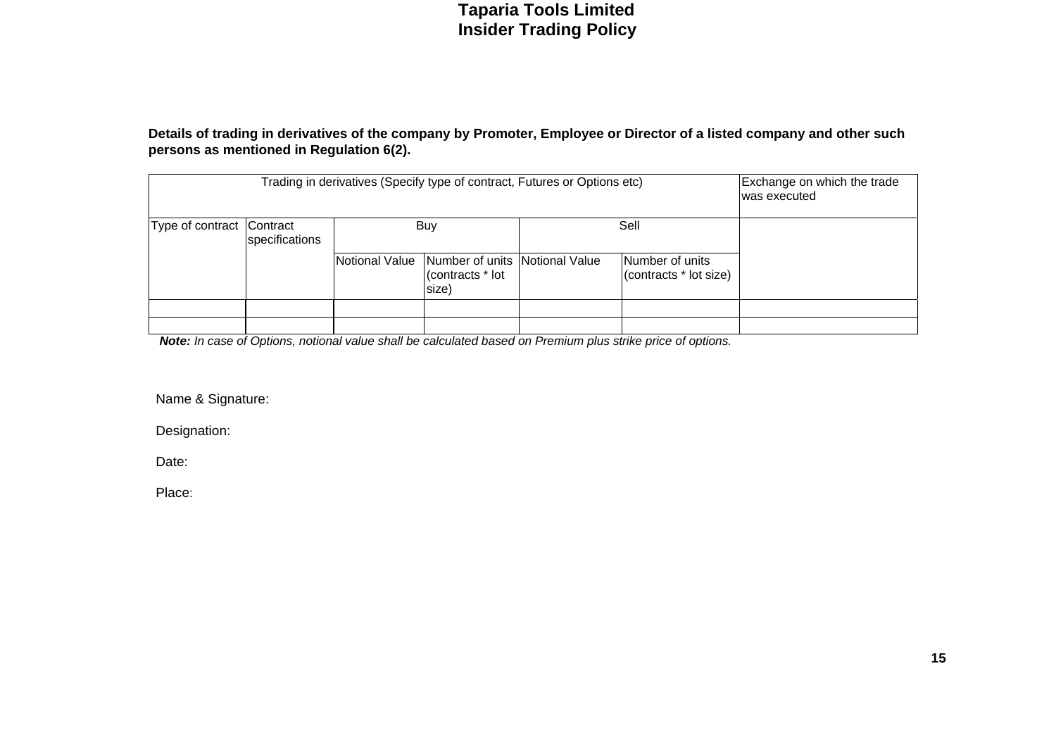**Details of trading in derivatives of the company by Promoter, Employee or Director of a listed company and other such persons as mentioned in Regulation 6(2).**

| Trading in derivatives (Specify type of contract, Futures or Options etc) | | | | | | Exchange on which the trade was executed |
|---|---|---|---|---|---|---|
| Type of contract | Contract specifications | Buy | | Sell | | |
| | | Notional Value | Number of units (contracts * lot size) | Notional Value | Number of units (contracts * lot size) | |
| | | | | | | |
| | | | | | | |

***Note:*** *In case of Options, notional value shall be calculated based on Premium plus strike price of options.*

Name & Signature:

Designation:

Date:

Place: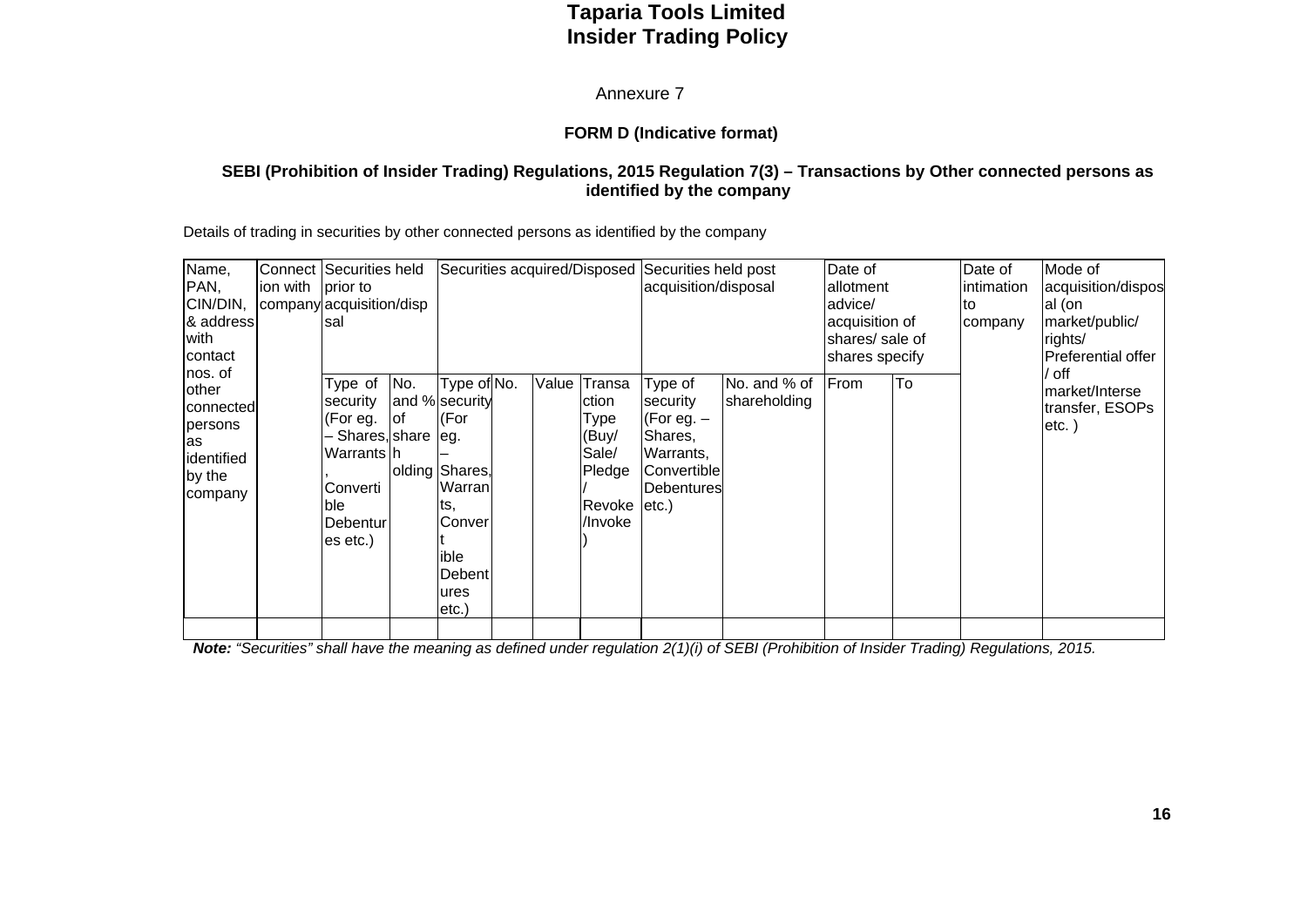Annexure 7

**FORM D (Indicative format)**

**SEBI (Prohibition of Insider Trading) Regulations, 2015 Regulation 7(3) – Transactions by Other connected persons as identified by the company**

Details of trading in securities by other connected persons as identified by the company

| Name, PAN, CIN/DIN, & address with contact nos. of other connected persons as identified by the company | Connection with company | Securities held prior to acquisition/disposal | | Securities acquired/Disposed | | | | Securities held post acquisition/disposal | | Date of allotment advice/ acquisition of shares/ sale of shares specify | | Date of intimation to company | Mode of acquisition/disposal (on market/public/ rights/ Preferential offer / off market/Interse transfer, ESOPs etc. ) |
|---|---|---|---|---|---|---|---|---|---|---|---|---|---|
| | | Type of security (For eg. – Shares, Warrants, Convertible Debentures etc.) | No. and % of shareholding | Type of security (For eg. – Shares, Warrants, Convertible Debentures etc.) | No. | Value | Transaction Type (Buy/ Sale/ Pledge / Revoke /Invoke) | Type of security (For eg. – Shares, Warrants, Convertible Debentures etc.) | No. and % of shareholding | From | To | | |
| | | | | | | | | | | | | | |

***Note:*** *"Securities" shall have the meaning as defined under regulation 2(1)(i) of SEBI (Prohibition of Insider Trading) Regulations, 2015.*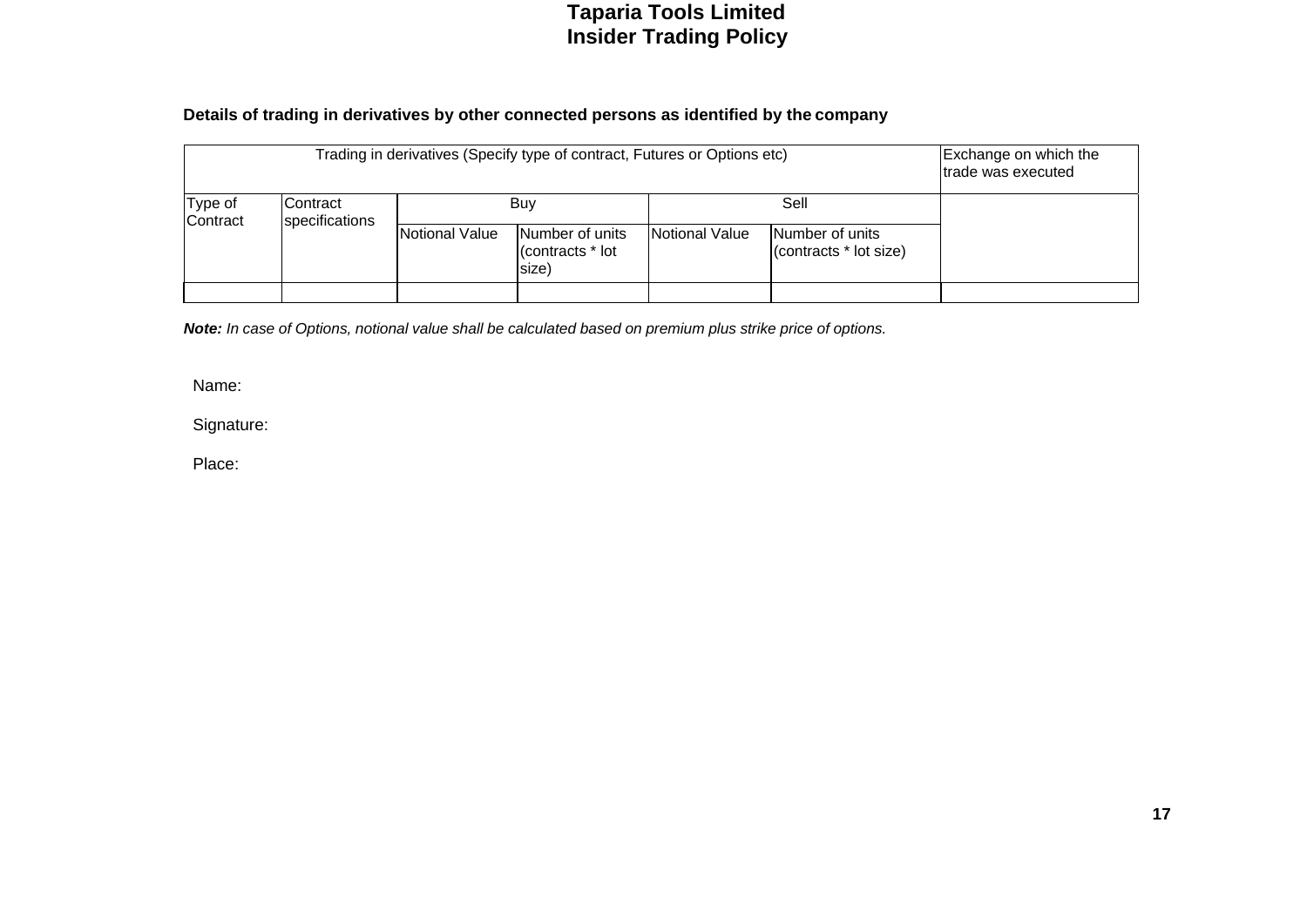**Details of trading in derivatives by other connected persons as identified by the company**

| Trading in derivatives (Specify type of contract, Futures or Options etc) | | | | | | Exchange on which the trade was executed |
|---|---|---|---|---|---|---|
| Type of Contract | Contract specifications | Buy | | Sell | | |
| | | Notional Value | Number of units (contracts * lot size) | Notional Value | Number of units (contracts * lot size) | |
| | | | | | | |

***Note:*** *In case of Options, notional value shall be calculated based on premium plus strike price of options.*

Name:

Signature:

Place: